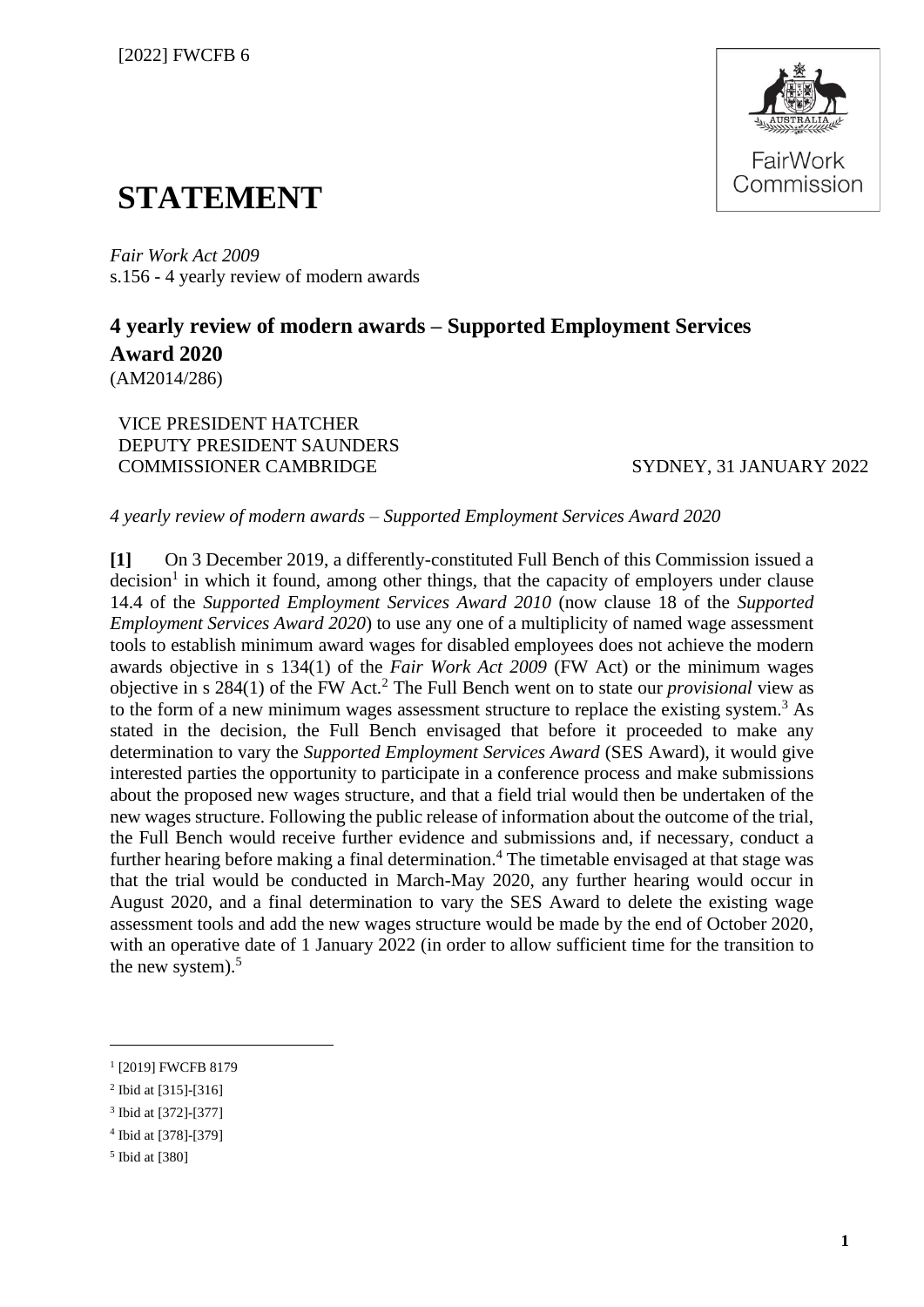[2022] FWCFB 6

FairWork Commission

# STATEMENT

*Fair Work Act 2009*
s.156 - 4 yearly review of modern awards

## 4 yearly review of modern awards – Supported Employment Services Award 2020

(AM2014/286)

VICE PRESIDENT HATCHER
DEPUTY PRESIDENT SAUNDERS
COMMISSIONER CAMBRIDGE

SYDNEY, 31 JANUARY 2022

*4 yearly review of modern awards – Supported Employment Services Award 2020*

**[1]** On 3 December 2019, a differently-constituted Full Bench of this Commission issued a decision[1] in which it found, among other things, that the capacity of employers under clause 14.4 of the *Supported Employment Services Award 2010* (now clause 18 of the *Supported Employment Services Award 2020*) to use any one of a multiplicity of named wage assessment tools to establish minimum award wages for disabled employees does not achieve the modern awards objective in s 134(1) of the *Fair Work Act 2009* (FW Act) or the minimum wages objective in s 284(1) of the FW Act.[2] The Full Bench went on to state our *provisional* view as to the form of a new minimum wages assessment structure to replace the existing system.[3] As stated in the decision, the Full Bench envisaged that before it proceeded to make any determination to vary the *Supported Employment Services Award* (SES Award), it would give interested parties the opportunity to participate in a conference process and make submissions about the proposed new wages structure, and that a field trial would then be undertaken of the new wages structure. Following the public release of information about the outcome of the trial, the Full Bench would receive further evidence and submissions and, if necessary, conduct a further hearing before making a final determination.[4] The timetable envisaged at that stage was that the trial would be conducted in March-May 2020, any further hearing would occur in August 2020, and a final determination to vary the SES Award to delete the existing wage assessment tools and add the new wages structure would be made by the end of October 2020, with an operative date of 1 January 2022 (in order to allow sufficient time for the transition to the new system).[5]

---

[1] [2019] FWCFB 8179

[2] Ibid at [315]-[316]

[3] Ibid at [372]-[377]

[4] Ibid at [378]-[379]

[5] Ibid at [380]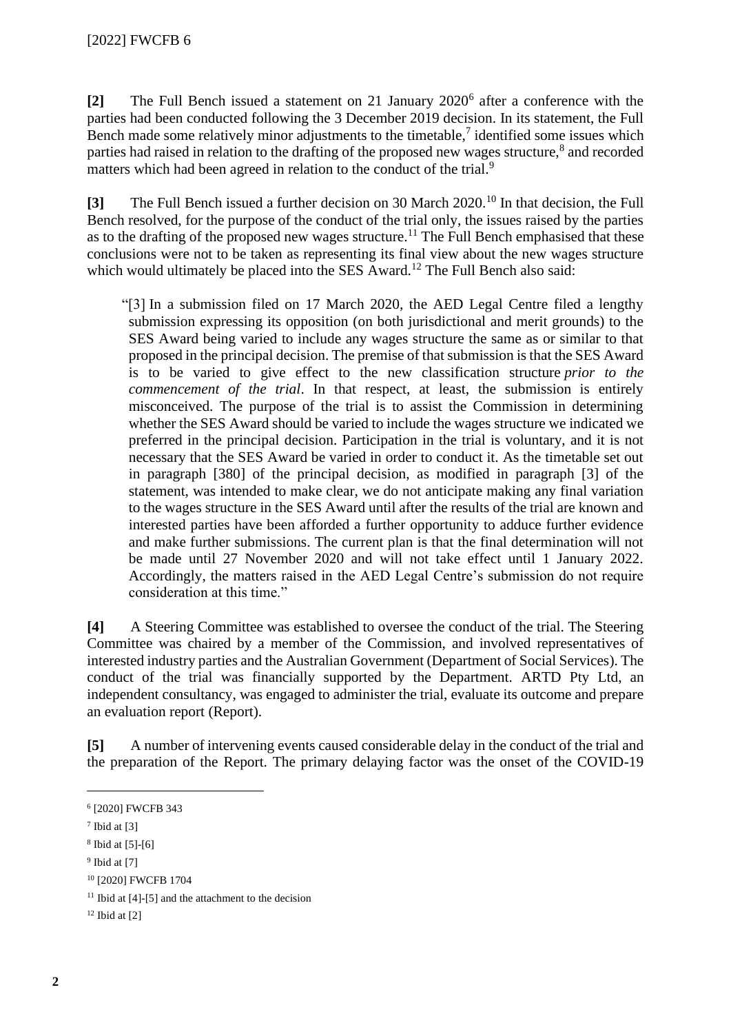**[2]** The Full Bench issued a statement on 21 January 2020[6] after a conference with the parties had been conducted following the 3 December 2019 decision. In its statement, the Full Bench made some relatively minor adjustments to the timetable,[7] identified some issues which parties had raised in relation to the drafting of the proposed new wages structure,[8] and recorded matters which had been agreed in relation to the conduct of the trial.[9]

**[3]** The Full Bench issued a further decision on 30 March 2020.[10] In that decision, the Full Bench resolved, for the purpose of the conduct of the trial only, the issues raised by the parties as to the drafting of the proposed new wages structure.[11] The Full Bench emphasised that these conclusions were not to be taken as representing its final view about the new wages structure which would ultimately be placed into the SES Award.[12] The Full Bench also said:

> "[3] In a submission filed on 17 March 2020, the AED Legal Centre filed a lengthy submission expressing its opposition (on both jurisdictional and merit grounds) to the SES Award being varied to include any wages structure the same as or similar to that proposed in the principal decision. The premise of that submission is that the SES Award is to be varied to give effect to the new classification structure *prior to the commencement of the trial*. In that respect, at least, the submission is entirely misconceived. The purpose of the trial is to assist the Commission in determining whether the SES Award should be varied to include the wages structure we indicated we preferred in the principal decision. Participation in the trial is voluntary, and it is not necessary that the SES Award be varied in order to conduct it. As the timetable set out in paragraph [380] of the principal decision, as modified in paragraph [3] of the statement, was intended to make clear, we do not anticipate making any final variation to the wages structure in the SES Award until after the results of the trial are known and interested parties have been afforded a further opportunity to adduce further evidence and make further submissions. The current plan is that the final determination will not be made until 27 November 2020 and will not take effect until 1 January 2022. Accordingly, the matters raised in the AED Legal Centre's submission do not require consideration at this time."

**[4]** A Steering Committee was established to oversee the conduct of the trial. The Steering Committee was chaired by a member of the Commission, and involved representatives of interested industry parties and the Australian Government (Department of Social Services). The conduct of the trial was financially supported by the Department. ARTD Pty Ltd, an independent consultancy, was engaged to administer the trial, evaluate its outcome and prepare an evaluation report (Report).

**[5]** A number of intervening events caused considerable delay in the conduct of the trial and the preparation of the Report. The primary delaying factor was the onset of the COVID-19

---

[6] [2020] FWCFB 343

[7] Ibid at [3]

[8] Ibid at [5]-[6]

[9] Ibid at [7]

[10] [2020] FWCFB 1704

[11] Ibid at [4]-[5] and the attachment to the decision

[12] Ibid at [2]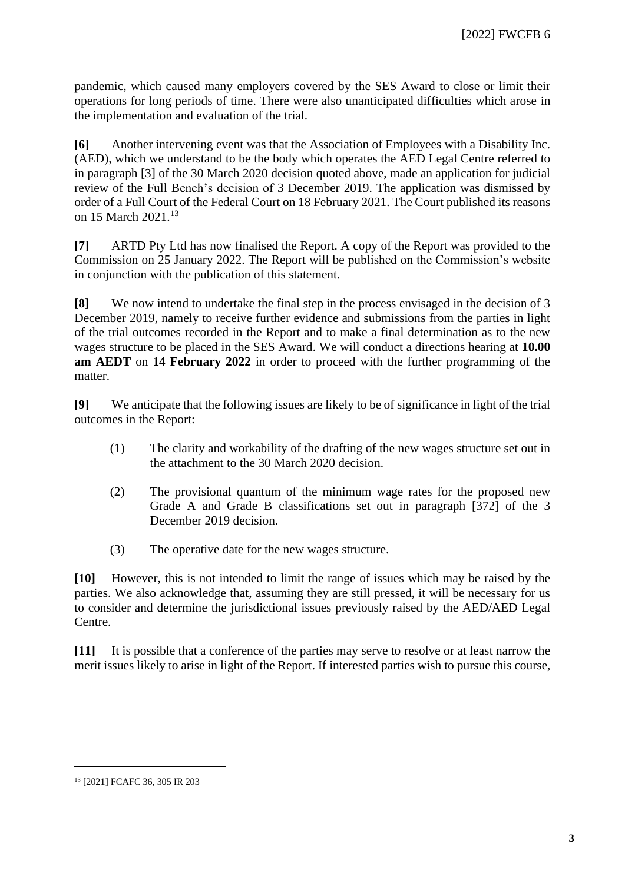pandemic, which caused many employers covered by the SES Award to close or limit their operations for long periods of time. There were also unanticipated difficulties which arose in the implementation and evaluation of the trial.

**[6]** Another intervening event was that the Association of Employees with a Disability Inc. (AED), which we understand to be the body which operates the AED Legal Centre referred to in paragraph [3] of the 30 March 2020 decision quoted above, made an application for judicial review of the Full Bench's decision of 3 December 2019. The application was dismissed by order of a Full Court of the Federal Court on 18 February 2021. The Court published its reasons on 15 March 2021.[13]

**[7]** ARTD Pty Ltd has now finalised the Report. A copy of the Report was provided to the Commission on 25 January 2022. The Report will be published on the Commission's website in conjunction with the publication of this statement.

**[8]** We now intend to undertake the final step in the process envisaged in the decision of 3 December 2019, namely to receive further evidence and submissions from the parties in light of the trial outcomes recorded in the Report and to make a final determination as to the new wages structure to be placed in the SES Award. We will conduct a directions hearing at **10.00 am AEDT** on **14 February 2022** in order to proceed with the further programming of the matter.

**[9]** We anticipate that the following issues are likely to be of significance in light of the trial outcomes in the Report:

(1) The clarity and workability of the drafting of the new wages structure set out in the attachment to the 30 March 2020 decision.

(2) The provisional quantum of the minimum wage rates for the proposed new Grade A and Grade B classifications set out in paragraph [372] of the 3 December 2019 decision.

(3) The operative date for the new wages structure.

**[10]** However, this is not intended to limit the range of issues which may be raised by the parties. We also acknowledge that, assuming they are still pressed, it will be necessary for us to consider and determine the jurisdictional issues previously raised by the AED/AED Legal Centre.

**[11]** It is possible that a conference of the parties may serve to resolve or at least narrow the merit issues likely to arise in light of the Report. If interested parties wish to pursue this course,

---

[13] [2021] FCAFC 36, 305 IR 203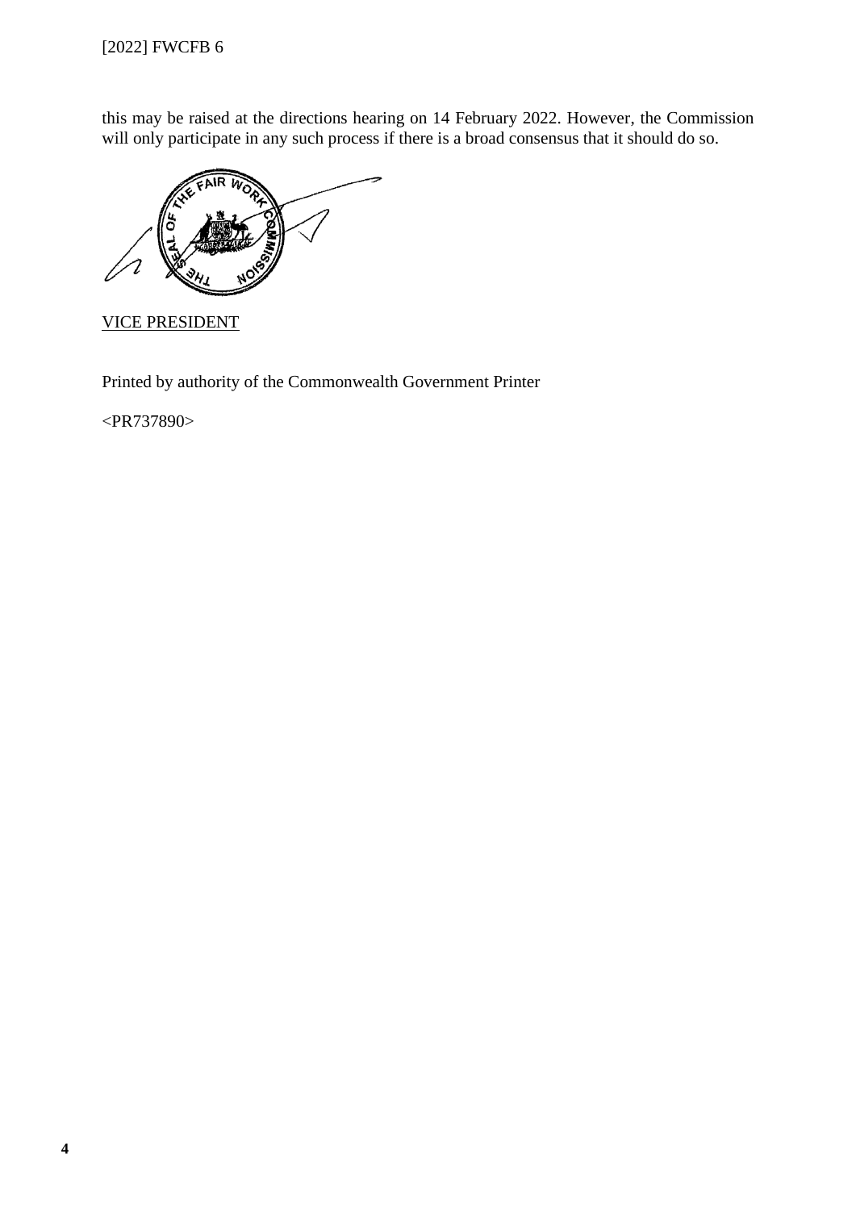this may be raised at the directions hearing on 14 February 2022. However, the Commission will only participate in any such process if there is a broad consensus that it should do so.

VICE PRESIDENT

Printed by authority of the Commonwealth Government Printer

<PR737890>